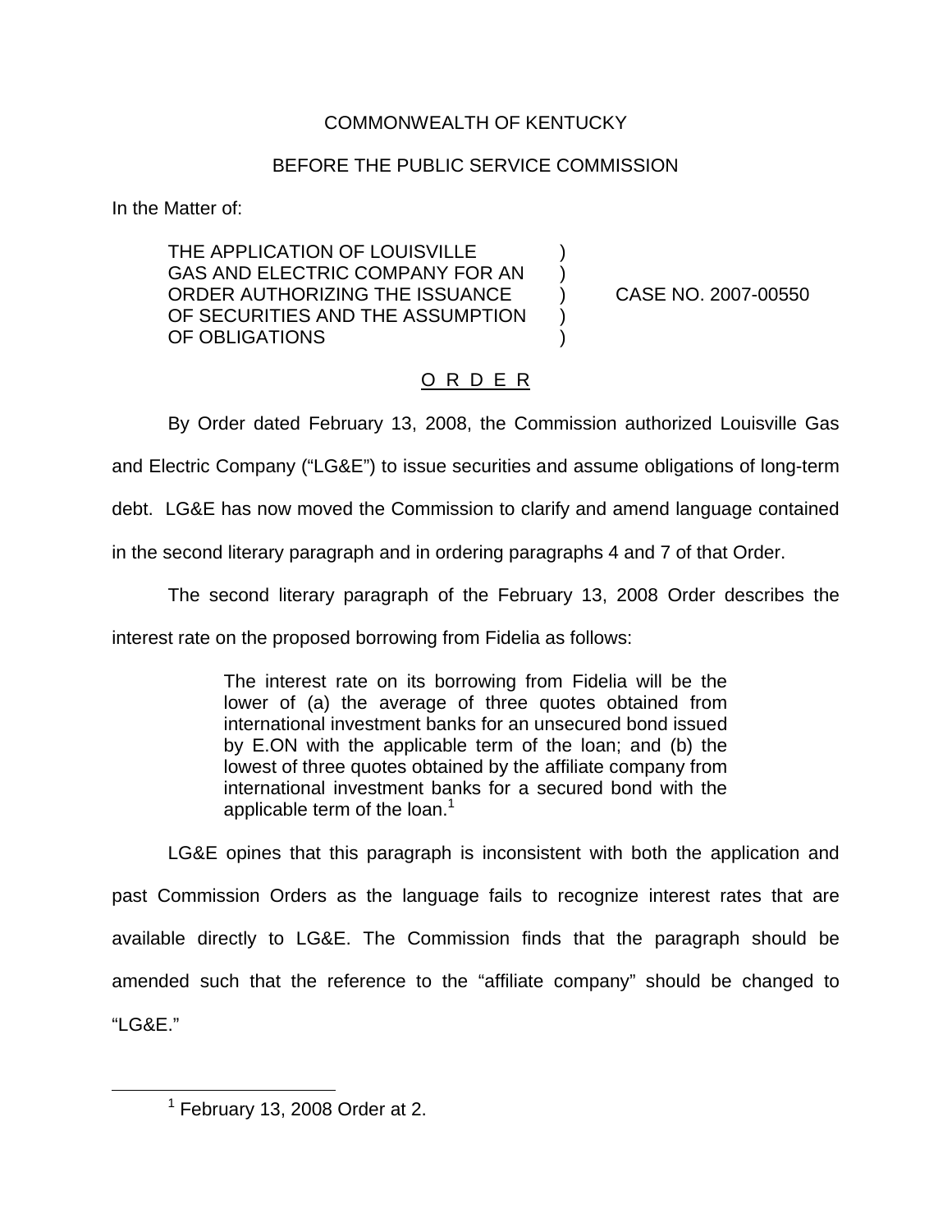COMMONWEALTH OF KENTUCKY

BEFORE THE PUBLIC SERVICE COMMISSION

In the Matter of:

| | | |
|---|---|---|
| THE APPLICATION OF LOUISVILLE GAS AND ELECTRIC COMPANY FOR AN ORDER AUTHORIZING THE ISSUANCE OF SECURITIES AND THE ASSUMPTION OF OBLIGATIONS | ) | CASE NO. 2007-00550 |

O R D E R

By Order dated February 13, 2008, the Commission authorized Louisville Gas and Electric Company ("LG&E") to issue securities and assume obligations of long-term debt. LG&E has now moved the Commission to clarify and amend language contained in the second literary paragraph and in ordering paragraphs 4 and 7 of that Order.

The second literary paragraph of the February 13, 2008 Order describes the interest rate on the proposed borrowing from Fidelia as follows:

> The interest rate on its borrowing from Fidelia will be the lower of (a) the average of three quotes obtained from international investment banks for an unsecured bond issued by E.ON with the applicable term of the loan; and (b) the lowest of three quotes obtained by the affiliate company from international investment banks for a secured bond with the applicable term of the loan.[1]

LG&E opines that this paragraph is inconsistent with both the application and past Commission Orders as the language fails to recognize interest rates that are available directly to LG&E. The Commission finds that the paragraph should be amended such that the reference to the "affiliate company" should be changed to "LG&E."

[1] February 13, 2008 Order at 2.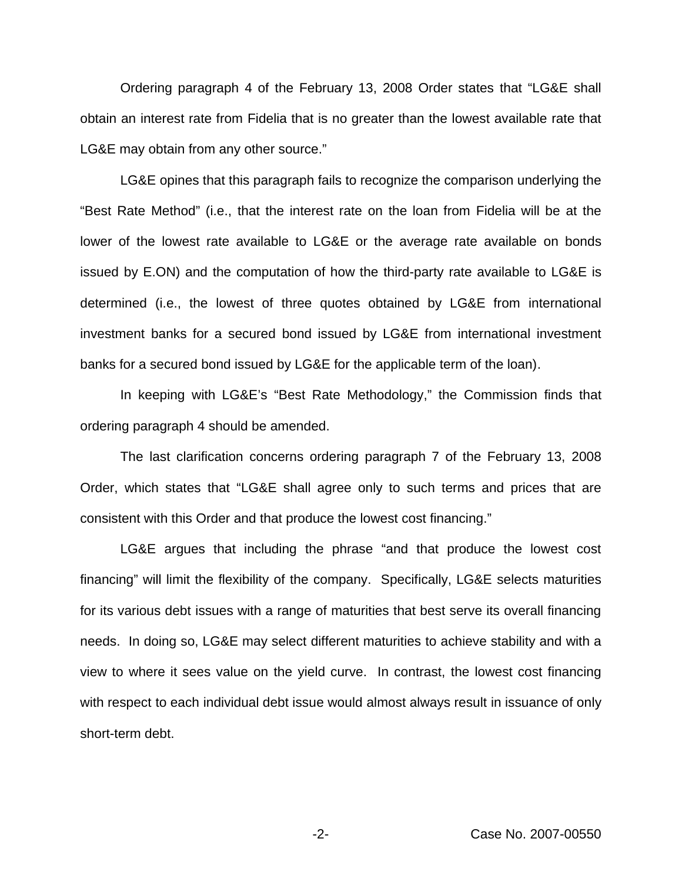Ordering paragraph 4 of the February 13, 2008 Order states that "LG&E shall obtain an interest rate from Fidelia that is no greater than the lowest available rate that LG&E may obtain from any other source."

LG&E opines that this paragraph fails to recognize the comparison underlying the "Best Rate Method" (i.e., that the interest rate on the loan from Fidelia will be at the lower of the lowest rate available to LG&E or the average rate available on bonds issued by E.ON) and the computation of how the third-party rate available to LG&E is determined (i.e., the lowest of three quotes obtained by LG&E from international investment banks for a secured bond issued by LG&E from international investment banks for a secured bond issued by LG&E for the applicable term of the loan).

In keeping with LG&E's "Best Rate Methodology," the Commission finds that ordering paragraph 4 should be amended.

The last clarification concerns ordering paragraph 7 of the February 13, 2008 Order, which states that "LG&E shall agree only to such terms and prices that are consistent with this Order and that produce the lowest cost financing."

LG&E argues that including the phrase "and that produce the lowest cost financing" will limit the flexibility of the company. Specifically, LG&E selects maturities for its various debt issues with a range of maturities that best serve its overall financing needs. In doing so, LG&E may select different maturities to achieve stability and with a view to where it sees value on the yield curve. In contrast, the lowest cost financing with respect to each individual debt issue would almost always result in issuance of only short-term debt.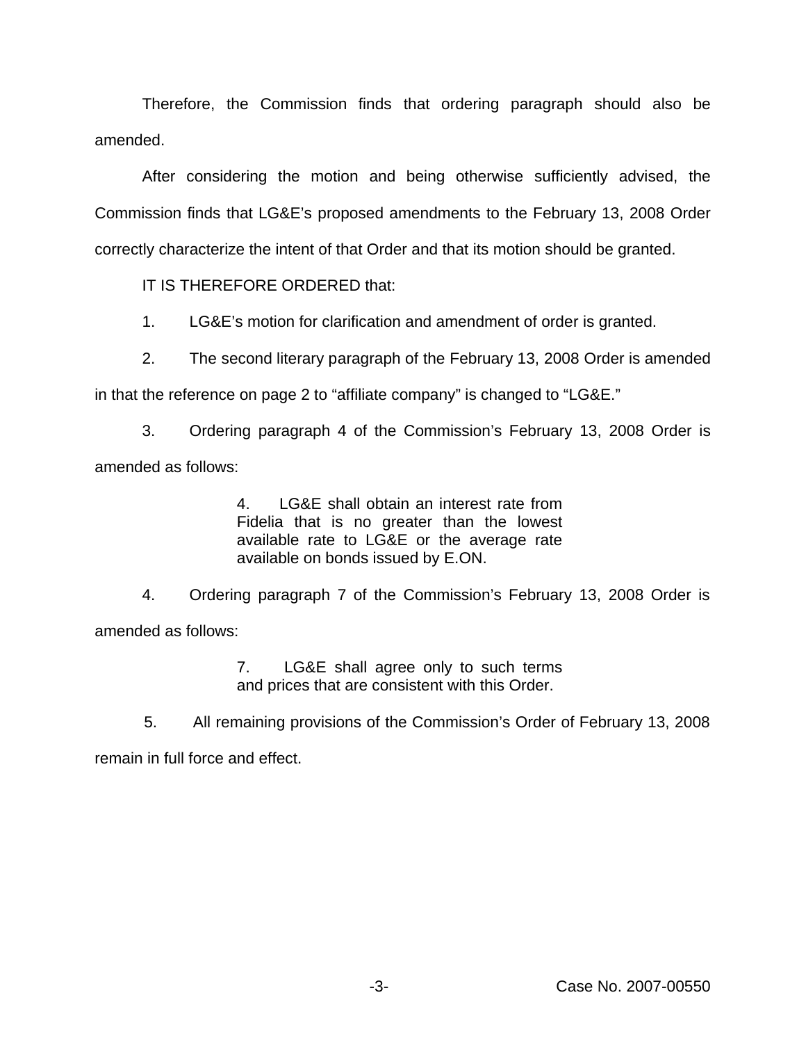Therefore, the Commission finds that ordering paragraph should also be amended.

After considering the motion and being otherwise sufficiently advised, the Commission finds that LG&E's proposed amendments to the February 13, 2008 Order correctly characterize the intent of that Order and that its motion should be granted.

IT IS THEREFORE ORDERED that:

1. LG&E's motion for clarification and amendment of order is granted.

2. The second literary paragraph of the February 13, 2008 Order is amended in that the reference on page 2 to "affiliate company" is changed to "LG&E."

3. Ordering paragraph 4 of the Commission's February 13, 2008 Order is amended as follows:

> 4. LG&E shall obtain an interest rate from Fidelia that is no greater than the lowest available rate to LG&E or the average rate available on bonds issued by E.ON.

4. Ordering paragraph 7 of the Commission's February 13, 2008 Order is amended as follows:

> 7. LG&E shall agree only to such terms and prices that are consistent with this Order.

5. All remaining provisions of the Commission's Order of February 13, 2008 remain in full force and effect.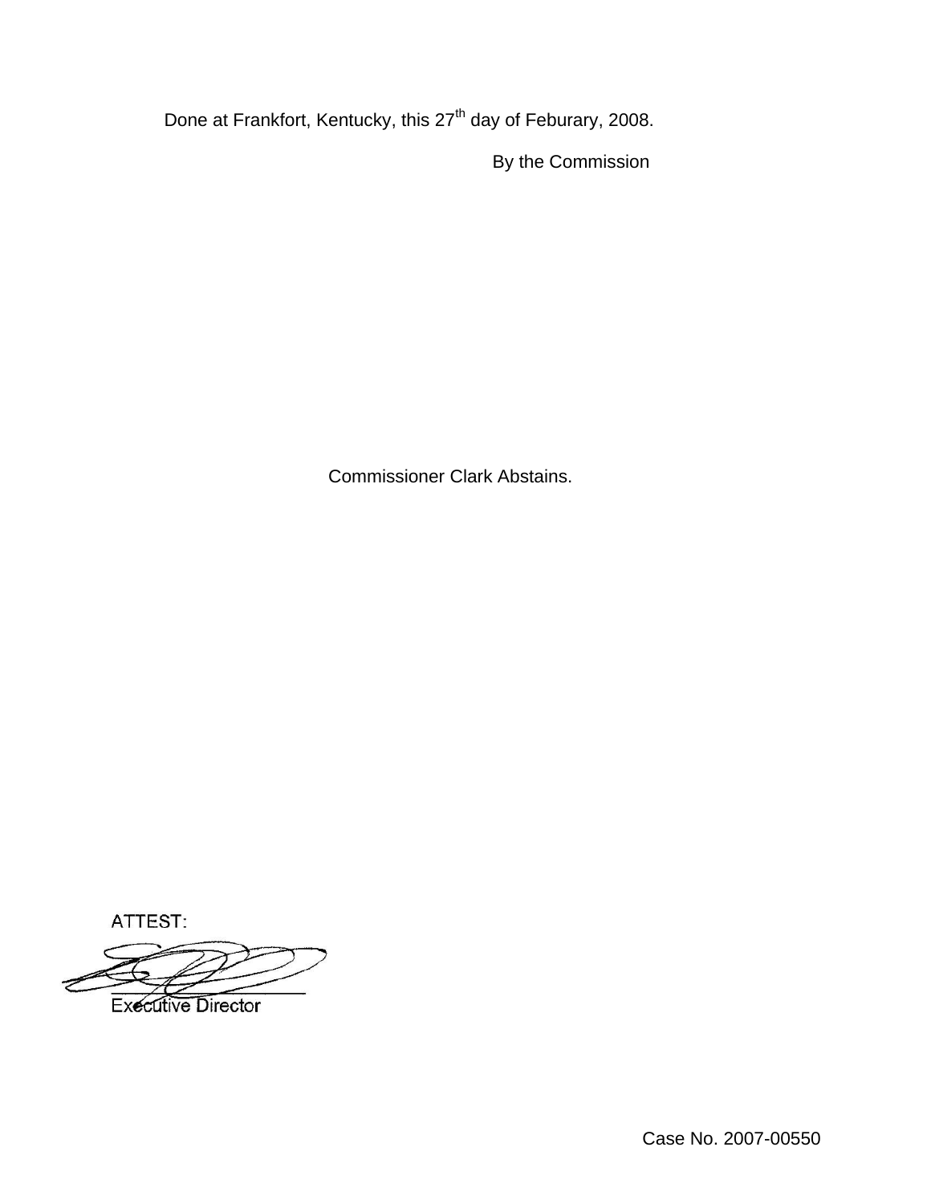Done at Frankfort, Kentucky, this 27th day of Feburary, 2008.

By the Commission

Commissioner Clark Abstains.

ATTEST:

Executive Director

Case No. 2007-00550